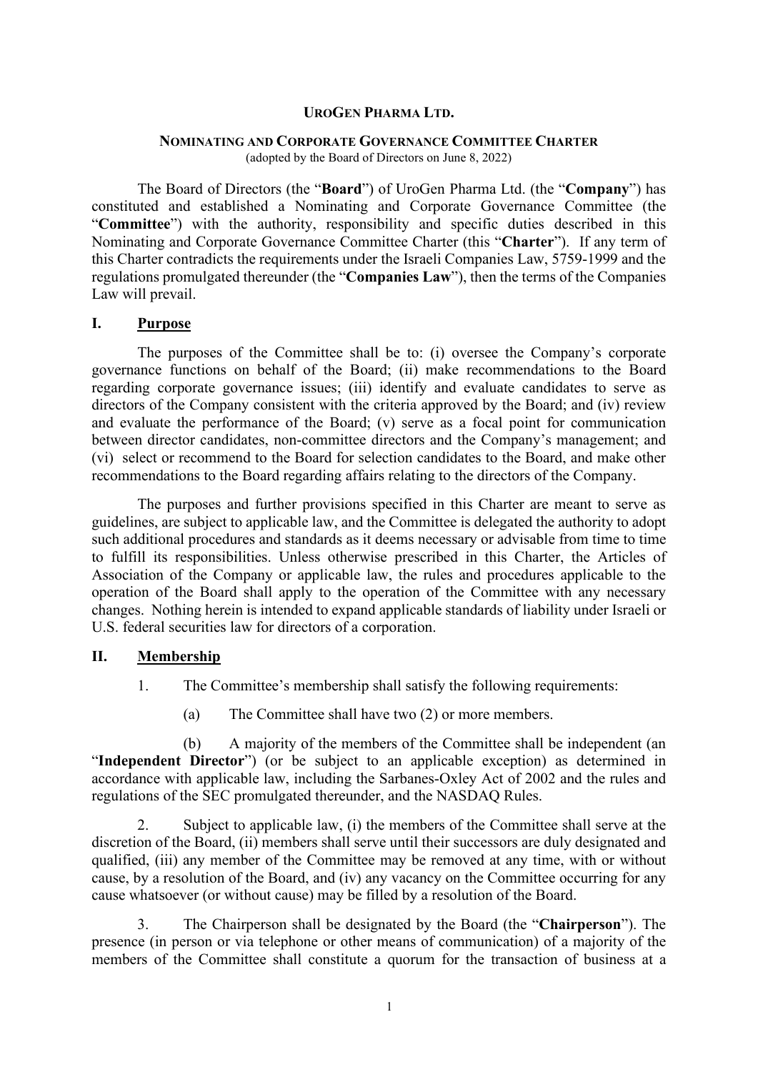**UroGen Pharma Ltd.**

**Nominating and Corporate Governance Committee Charter**

(adopted by the Board of Directors on June 8, 2022)

The Board of Directors (the "**Board**") of UroGen Pharma Ltd. (the "**Company**") has constituted and established a Nominating and Corporate Governance Committee (the "**Committee**") with the authority, responsibility and specific duties described in this Nominating and Corporate Governance Committee Charter (this "**Charter**"). If any term of this Charter contradicts the requirements under the Israeli Companies Law, 5759-1999 and the regulations promulgated thereunder (the "**Companies Law**"), then the terms of the Companies Law will prevail.

## I. Purpose

The purposes of the Committee shall be to: (i) oversee the Company's corporate governance functions on behalf of the Board; (ii) make recommendations to the Board regarding corporate governance issues; (iii) identify and evaluate candidates to serve as directors of the Company consistent with the criteria approved by the Board; and (iv) review and evaluate the performance of the Board; (v) serve as a focal point for communication between director candidates, non-committee directors and the Company's management; and (vi) select or recommend to the Board for selection candidates to the Board, and make other recommendations to the Board regarding affairs relating to the directors of the Company.

The purposes and further provisions specified in this Charter are meant to serve as guidelines, are subject to applicable law, and the Committee is delegated the authority to adopt such additional procedures and standards as it deems necessary or advisable from time to time to fulfill its responsibilities. Unless otherwise prescribed in this Charter, the Articles of Association of the Company or applicable law, the rules and procedures applicable to the operation of the Board shall apply to the operation of the Committee with any necessary changes. Nothing herein is intended to expand applicable standards of liability under Israeli or U.S. federal securities law for directors of a corporation.

## II. Membership

1. The Committee's membership shall satisfy the following requirements:

   (a) The Committee shall have two (2) or more members.

   (b) A majority of the members of the Committee shall be independent (an "**Independent Director**") (or be subject to an applicable exception) as determined in accordance with applicable law, including the Sarbanes-Oxley Act of 2002 and the rules and regulations of the SEC promulgated thereunder, and the NASDAQ Rules.

2. Subject to applicable law, (i) the members of the Committee shall serve at the discretion of the Board, (ii) members shall serve until their successors are duly designated and qualified, (iii) any member of the Committee may be removed at any time, with or without cause, by a resolution of the Board, and (iv) any vacancy on the Committee occurring for any cause whatsoever (or without cause) may be filled by a resolution of the Board.

3. The Chairperson shall be designated by the Board (the "**Chairperson**"). The presence (in person or via telephone or other means of communication) of a majority of the members of the Committee shall constitute a quorum for the transaction of business at a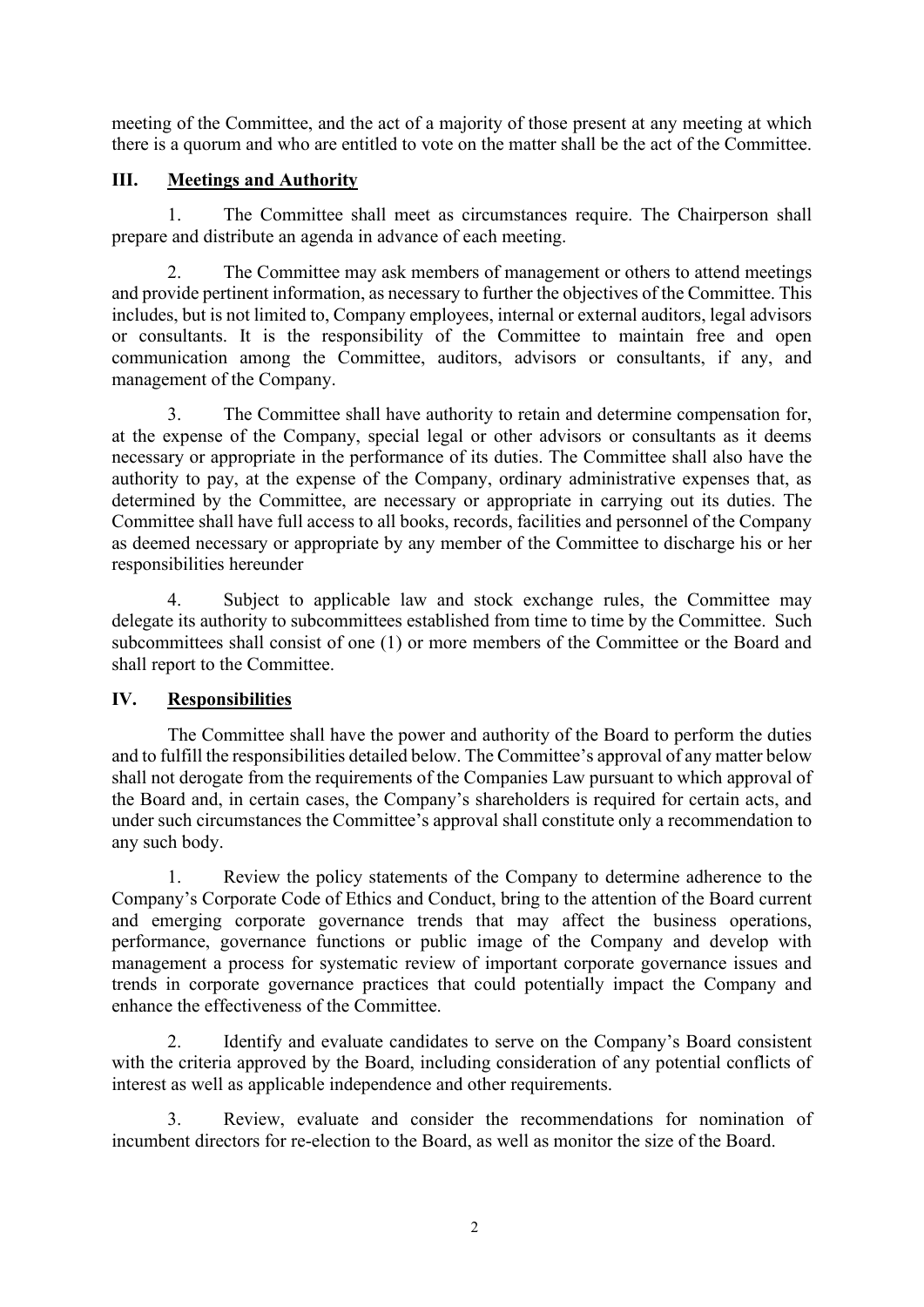meeting of the Committee, and the act of a majority of those present at any meeting at which there is a quorum and who are entitled to vote on the matter shall be the act of the Committee.

## III. Meetings and Authority

1. The Committee shall meet as circumstances require. The Chairperson shall prepare and distribute an agenda in advance of each meeting.

2. The Committee may ask members of management or others to attend meetings and provide pertinent information, as necessary to further the objectives of the Committee. This includes, but is not limited to, Company employees, internal or external auditors, legal advisors or consultants. It is the responsibility of the Committee to maintain free and open communication among the Committee, auditors, advisors or consultants, if any, and management of the Company.

3. The Committee shall have authority to retain and determine compensation for, at the expense of the Company, special legal or other advisors or consultants as it deems necessary or appropriate in the performance of its duties. The Committee shall also have the authority to pay, at the expense of the Company, ordinary administrative expenses that, as determined by the Committee, are necessary or appropriate in carrying out its duties. The Committee shall have full access to all books, records, facilities and personnel of the Company as deemed necessary or appropriate by any member of the Committee to discharge his or her responsibilities hereunder

4. Subject to applicable law and stock exchange rules, the Committee may delegate its authority to subcommittees established from time to time by the Committee. Such subcommittees shall consist of one (1) or more members of the Committee or the Board and shall report to the Committee.

## IV. Responsibilities

The Committee shall have the power and authority of the Board to perform the duties and to fulfill the responsibilities detailed below. The Committee's approval of any matter below shall not derogate from the requirements of the Companies Law pursuant to which approval of the Board and, in certain cases, the Company's shareholders is required for certain acts, and under such circumstances the Committee's approval shall constitute only a recommendation to any such body.

1. Review the policy statements of the Company to determine adherence to the Company's Corporate Code of Ethics and Conduct, bring to the attention of the Board current and emerging corporate governance trends that may affect the business operations, performance, governance functions or public image of the Company and develop with management a process for systematic review of important corporate governance issues and trends in corporate governance practices that could potentially impact the Company and enhance the effectiveness of the Committee.

2. Identify and evaluate candidates to serve on the Company's Board consistent with the criteria approved by the Board, including consideration of any potential conflicts of interest as well as applicable independence and other requirements.

3. Review, evaluate and consider the recommendations for nomination of incumbent directors for re-election to the Board, as well as monitor the size of the Board.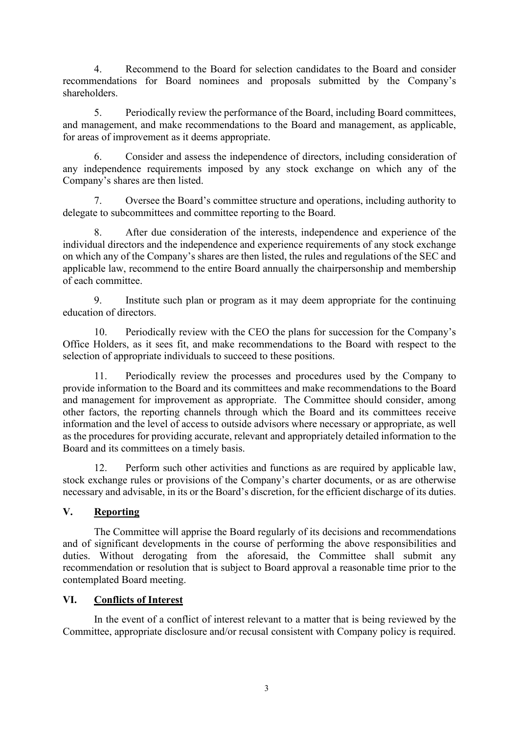4. Recommend to the Board for selection candidates to the Board and consider recommendations for Board nominees and proposals submitted by the Company's shareholders.

5. Periodically review the performance of the Board, including Board committees, and management, and make recommendations to the Board and management, as applicable, for areas of improvement as it deems appropriate.

6. Consider and assess the independence of directors, including consideration of any independence requirements imposed by any stock exchange on which any of the Company's shares are then listed.

7. Oversee the Board's committee structure and operations, including authority to delegate to subcommittees and committee reporting to the Board.

8. After due consideration of the interests, independence and experience of the individual directors and the independence and experience requirements of any stock exchange on which any of the Company's shares are then listed, the rules and regulations of the SEC and applicable law, recommend to the entire Board annually the chairpersonship and membership of each committee.

9. Institute such plan or program as it may deem appropriate for the continuing education of directors.

10. Periodically review with the CEO the plans for succession for the Company's Office Holders, as it sees fit, and make recommendations to the Board with respect to the selection of appropriate individuals to succeed to these positions.

11. Periodically review the processes and procedures used by the Company to provide information to the Board and its committees and make recommendations to the Board and management for improvement as appropriate. The Committee should consider, among other factors, the reporting channels through which the Board and its committees receive information and the level of access to outside advisors where necessary or appropriate, as well as the procedures for providing accurate, relevant and appropriately detailed information to the Board and its committees on a timely basis.

12. Perform such other activities and functions as are required by applicable law, stock exchange rules or provisions of the Company's charter documents, or as are otherwise necessary and advisable, in its or the Board's discretion, for the efficient discharge of its duties.

## V. <u>Reporting</u>

The Committee will apprise the Board regularly of its decisions and recommendations and of significant developments in the course of performing the above responsibilities and duties. Without derogating from the aforesaid, the Committee shall submit any recommendation or resolution that is subject to Board approval a reasonable time prior to the contemplated Board meeting.

## VI. <u>Conflicts of Interest</u>

In the event of a conflict of interest relevant to a matter that is being reviewed by the Committee, appropriate disclosure and/or recusal consistent with Company policy is required.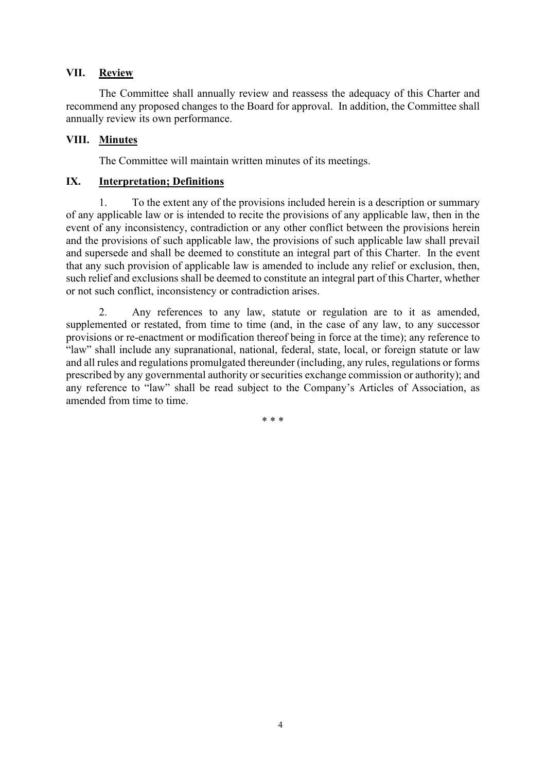## VII. Review

The Committee shall annually review and reassess the adequacy of this Charter and recommend any proposed changes to the Board for approval. In addition, the Committee shall annually review its own performance.

## VIII. Minutes

The Committee will maintain written minutes of its meetings.

## IX. Interpretation; Definitions

1. To the extent any of the provisions included herein is a description or summary of any applicable law or is intended to recite the provisions of any applicable law, then in the event of any inconsistency, contradiction or any other conflict between the provisions herein and the provisions of such applicable law, the provisions of such applicable law shall prevail and supersede and shall be deemed to constitute an integral part of this Charter. In the event that any such provision of applicable law is amended to include any relief or exclusion, then, such relief and exclusions shall be deemed to constitute an integral part of this Charter, whether or not such conflict, inconsistency or contradiction arises.

2. Any references to any law, statute or regulation are to it as amended, supplemented or restated, from time to time (and, in the case of any law, to any successor provisions or re-enactment or modification thereof being in force at the time); any reference to "law" shall include any supranational, national, federal, state, local, or foreign statute or law and all rules and regulations promulgated thereunder (including, any rules, regulations or forms prescribed by any governmental authority or securities exchange commission or authority); and any reference to "law" shall be read subject to the Company's Articles of Association, as amended from time to time.

\* \* \*